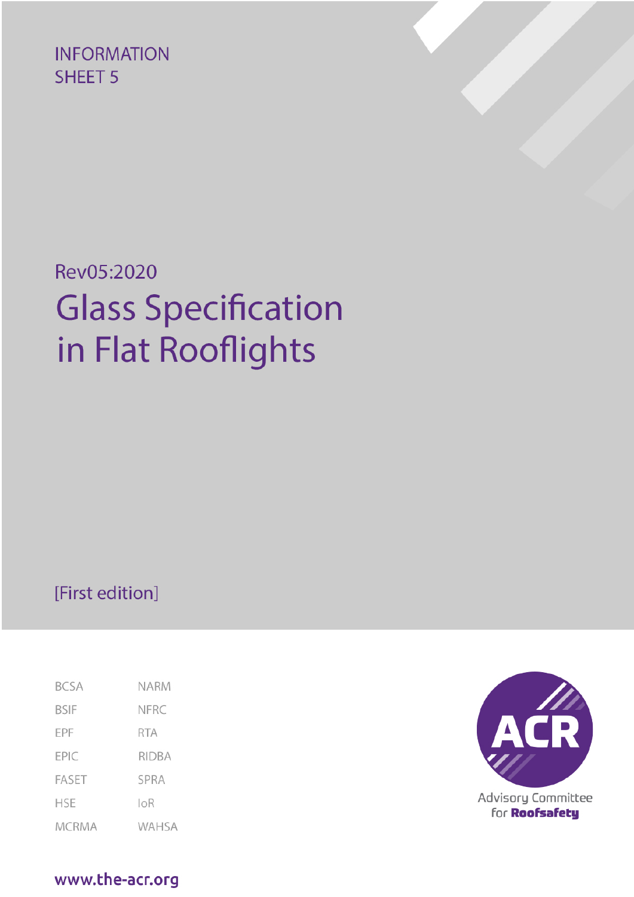INFORMATION SHEET 5

Rev05:2020

# Glass Specification in Flat Rooflights

[First edition]

BCSA
BSIF
EPF
EPIC
FASET
HSE
MCRMA
NARM
NFRC
RTA
RIDBA
SPRA
IoR
WAHSA

ACR

Advisory Committee for **Roofsafety**

www.the-acr.org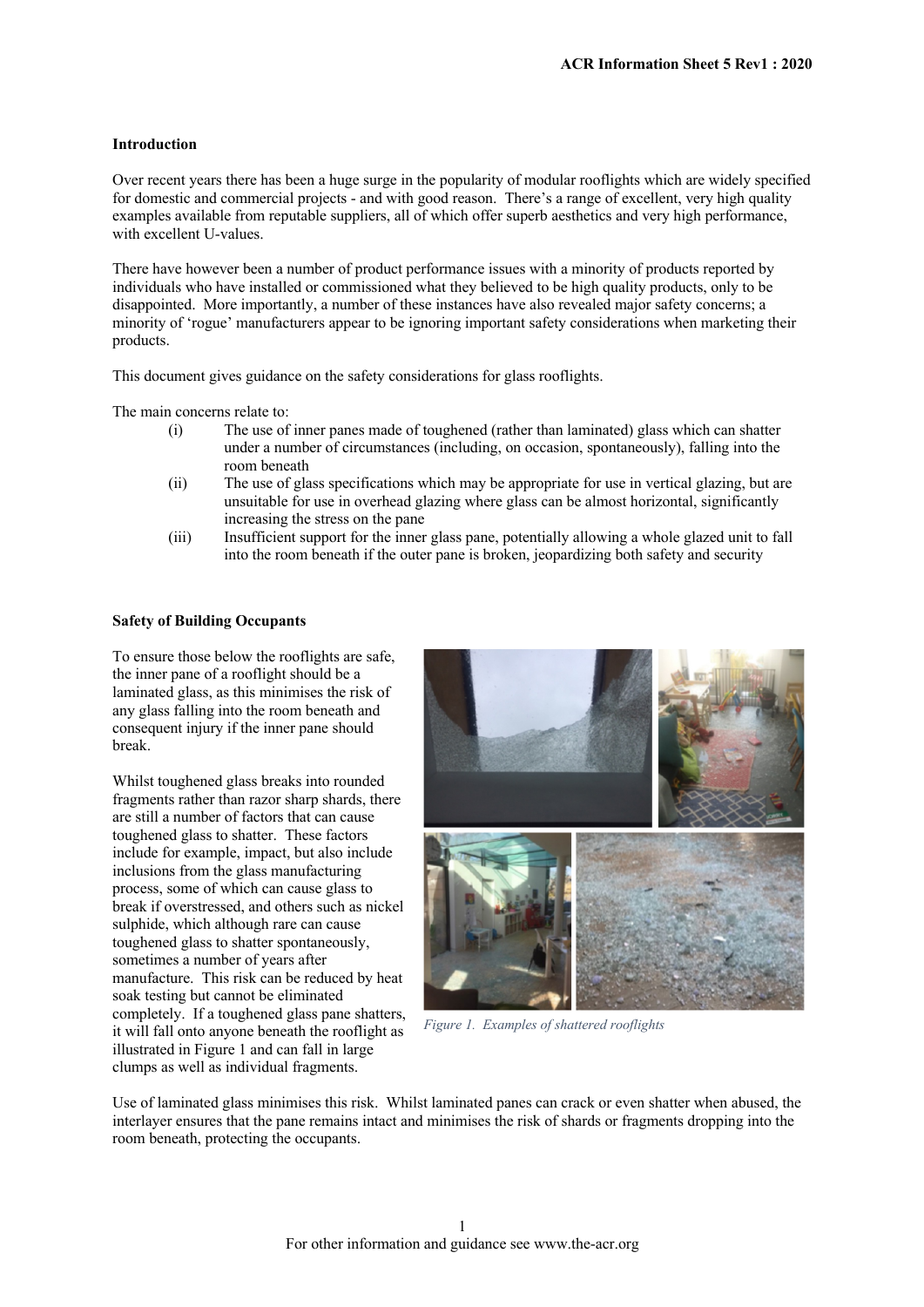## Introduction

Over recent years there has been a huge surge in the popularity of modular rooflights which are widely specified for domestic and commercial projects - and with good reason. There's a range of excellent, very high quality examples available from reputable suppliers, all of which offer superb aesthetics and very high performance, with excellent U-values.

There have however been a number of product performance issues with a minority of products reported by individuals who have installed or commissioned what they believed to be high quality products, only to be disappointed. More importantly, a number of these instances have also revealed major safety concerns; a minority of 'rogue' manufacturers appear to be ignoring important safety considerations when marketing their products.

This document gives guidance on the safety considerations for glass rooflights.

The main concerns relate to:

(i) The use of inner panes made of toughened (rather than laminated) glass which can shatter under a number of circumstances (including, on occasion, spontaneously), falling into the room beneath

(ii) The use of glass specifications which may be appropriate for use in vertical glazing, but are unsuitable for use in overhead glazing where glass can be almost horizontal, significantly increasing the stress on the pane

(iii) Insufficient support for the inner glass pane, potentially allowing a whole glazed unit to fall into the room beneath if the outer pane is broken, jeopardizing both safety and security

## Safety of Building Occupants

To ensure those below the rooflights are safe, the inner pane of a rooflight should be a laminated glass, as this minimises the risk of any glass falling into the room beneath and consequent injury if the inner pane should break.

Whilst toughened glass breaks into rounded fragments rather than razor sharp shards, there are still a number of factors that can cause toughened glass to shatter. These factors include for example, impact, but also include inclusions from the glass manufacturing process, some of which can cause glass to break if overstressed, and others such as nickel sulphide, which although rare can cause toughened glass to shatter spontaneously, sometimes a number of years after manufacture. This risk can be reduced by heat soak testing but cannot be eliminated completely. If a toughened glass pane shatters, it will fall onto anyone beneath the rooflight as illustrated in Figure 1 and can fall in large clumps as well as individual fragments.

*Figure 1. Examples of shattered rooflights*

Use of laminated glass minimises this risk. Whilst laminated panes can crack or even shatter when abused, the interlayer ensures that the pane remains intact and minimises the risk of shards or fragments dropping into the room beneath, protecting the occupants.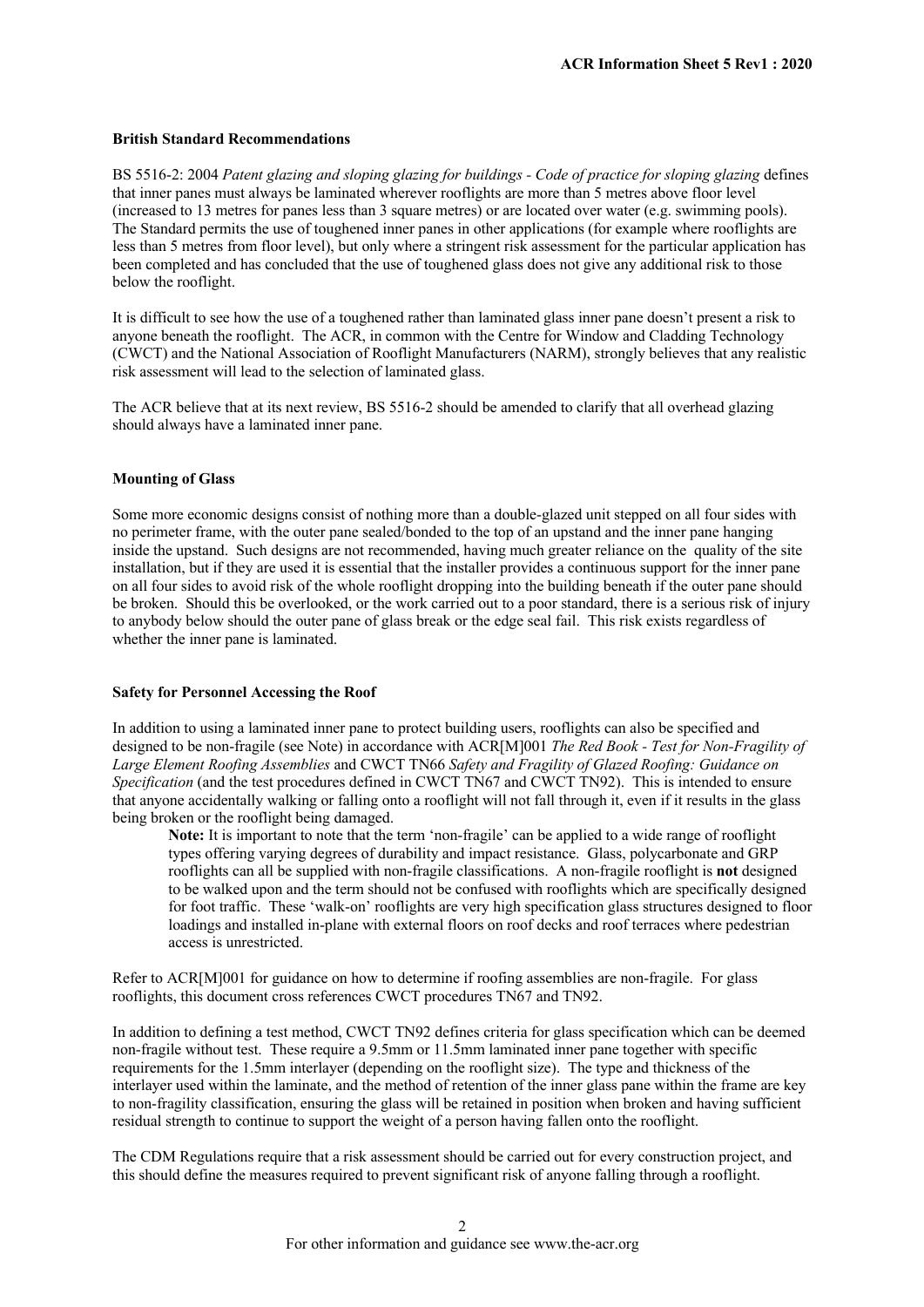**British Standard Recommendations**

BS 5516-2: 2004 *Patent glazing and sloping glazing for buildings - Code of practice for sloping glazing* defines that inner panes must always be laminated wherever rooflights are more than 5 metres above floor level (increased to 13 metres for panes less than 3 square metres) or are located over water (e.g. swimming pools). The Standard permits the use of toughened inner panes in other applications (for example where rooflights are less than 5 metres from floor level), but only where a stringent risk assessment for the particular application has been completed and has concluded that the use of toughened glass does not give any additional risk to those below the rooflight.

It is difficult to see how the use of a toughened rather than laminated glass inner pane doesn't present a risk to anyone beneath the rooflight. The ACR, in common with the Centre for Window and Cladding Technology (CWCT) and the National Association of Rooflight Manufacturers (NARM), strongly believes that any realistic risk assessment will lead to the selection of laminated glass.

The ACR believe that at its next review, BS 5516-2 should be amended to clarify that all overhead glazing should always have a laminated inner pane.

**Mounting of Glass**

Some more economic designs consist of nothing more than a double-glazed unit stepped on all four sides with no perimeter frame, with the outer pane sealed/bonded to the top of an upstand and the inner pane hanging inside the upstand. Such designs are not recommended, having much greater reliance on the quality of the site installation, but if they are used it is essential that the installer provides a continuous support for the inner pane on all four sides to avoid risk of the whole rooflight dropping into the building beneath if the outer pane should be broken. Should this be overlooked, or the work carried out to a poor standard, there is a serious risk of injury to anybody below should the outer pane of glass break or the edge seal fail. This risk exists regardless of whether the inner pane is laminated.

**Safety for Personnel Accessing the Roof**

In addition to using a laminated inner pane to protect building users, rooflights can also be specified and designed to be non-fragile (see Note) in accordance with ACR[M]001 *The Red Book - Test for Non-Fragility of Large Element Roofing Assemblies* and CWCT TN66 *Safety and Fragility of Glazed Roofing: Guidance on Specification* (and the test procedures defined in CWCT TN67 and CWCT TN92). This is intended to ensure that anyone accidentally walking or falling onto a rooflight will not fall through it, even if it results in the glass being broken or the rooflight being damaged.

> **Note:** It is important to note that the term 'non-fragile' can be applied to a wide range of rooflight types offering varying degrees of durability and impact resistance. Glass, polycarbonate and GRP rooflights can all be supplied with non-fragile classifications. A non-fragile rooflight is **not** designed to be walked upon and the term should not be confused with rooflights which are specifically designed for foot traffic. These 'walk-on' rooflights are very high specification glass structures designed to floor loadings and installed in-plane with external floors on roof decks and roof terraces where pedestrian access is unrestricted.

Refer to ACR[M]001 for guidance on how to determine if roofing assemblies are non-fragile. For glass rooflights, this document cross references CWCT procedures TN67 and TN92.

In addition to defining a test method, CWCT TN92 defines criteria for glass specification which can be deemed non-fragile without test. These require a 9.5mm or 11.5mm laminated inner pane together with specific requirements for the 1.5mm interlayer (depending on the rooflight size). The type and thickness of the interlayer used within the laminate, and the method of retention of the inner glass pane within the frame are key to non-fragility classification, ensuring the glass will be retained in position when broken and having sufficient residual strength to continue to support the weight of a person having fallen onto the rooflight.

The CDM Regulations require that a risk assessment should be carried out for every construction project, and this should define the measures required to prevent significant risk of anyone falling through a rooflight.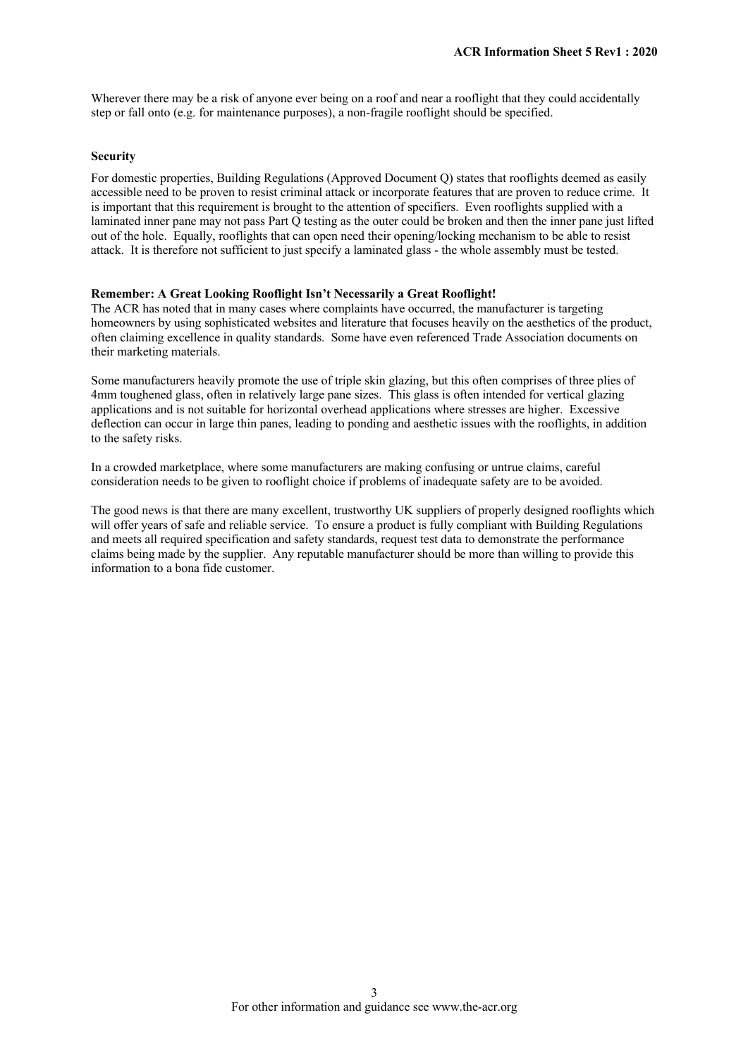Wherever there may be a risk of anyone ever being on a roof and near a rooflight that they could accidentally step or fall onto (e.g. for maintenance purposes), a non-fragile rooflight should be specified.

**Security**

For domestic properties, Building Regulations (Approved Document Q) states that rooflights deemed as easily accessible need to be proven to resist criminal attack or incorporate features that are proven to reduce crime. It is important that this requirement is brought to the attention of specifiers. Even rooflights supplied with a laminated inner pane may not pass Part Q testing as the outer could be broken and then the inner pane just lifted out of the hole. Equally, rooflights that can open need their opening/locking mechanism to be able to resist attack. It is therefore not sufficient to just specify a laminated glass - the whole assembly must be tested.

**Remember: A Great Looking Rooflight Isn't Necessarily a Great Rooflight!**

The ACR has noted that in many cases where complaints have occurred, the manufacturer is targeting homeowners by using sophisticated websites and literature that focuses heavily on the aesthetics of the product, often claiming excellence in quality standards. Some have even referenced Trade Association documents on their marketing materials.

Some manufacturers heavily promote the use of triple skin glazing, but this often comprises of three plies of 4mm toughened glass, often in relatively large pane sizes. This glass is often intended for vertical glazing applications and is not suitable for horizontal overhead applications where stresses are higher. Excessive deflection can occur in large thin panes, leading to ponding and aesthetic issues with the rooflights, in addition to the safety risks.

In a crowded marketplace, where some manufacturers are making confusing or untrue claims, careful consideration needs to be given to rooflight choice if problems of inadequate safety are to be avoided.

The good news is that there are many excellent, trustworthy UK suppliers of properly designed rooflights which will offer years of safe and reliable service. To ensure a product is fully compliant with Building Regulations and meets all required specification and safety standards, request test data to demonstrate the performance claims being made by the supplier. Any reputable manufacturer should be more than willing to provide this information to a bona fide customer.